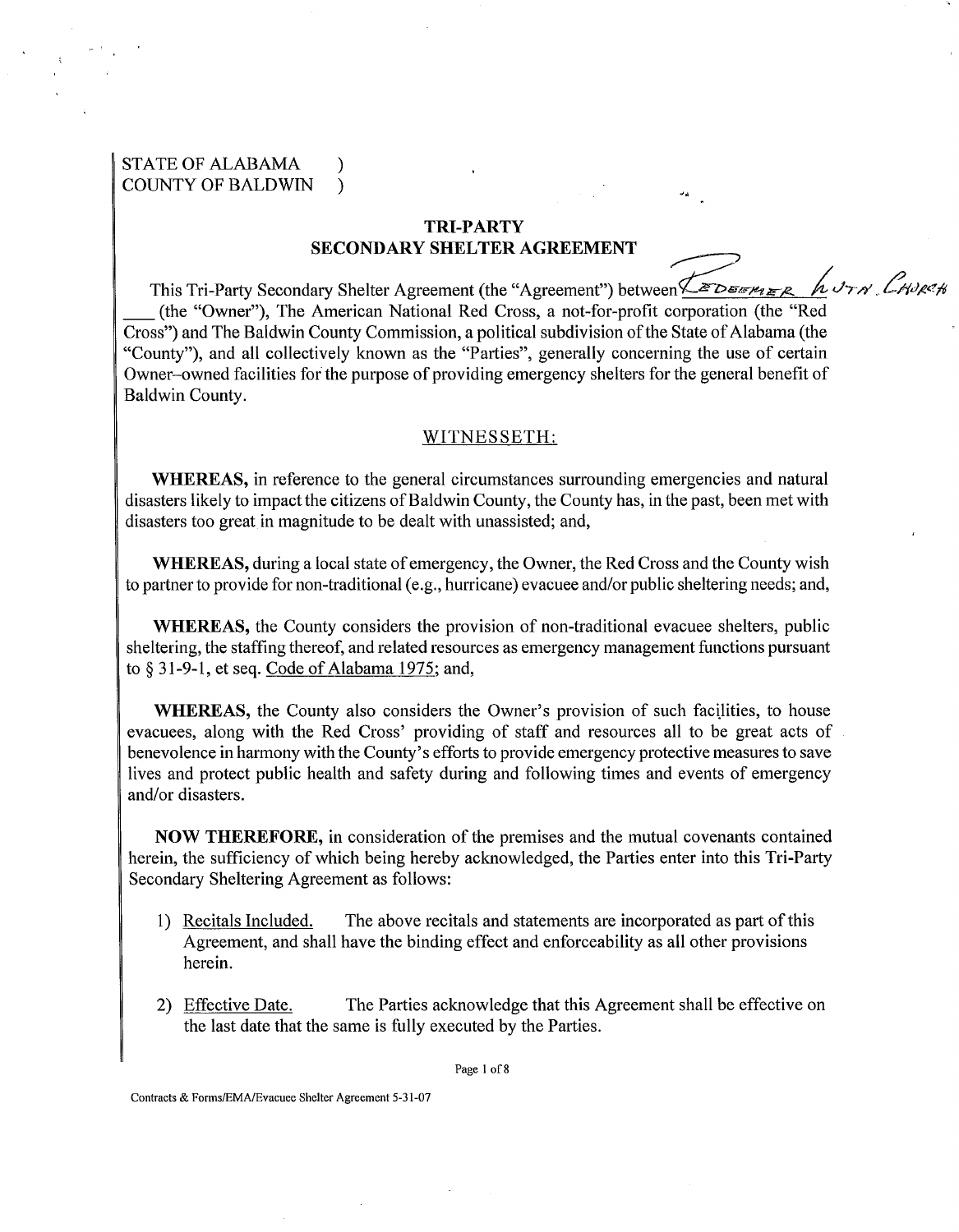STATE OF ALABAMA )
COUNTY OF BALDWIN )

## TRI-PARTY SECONDARY SHELTER AGREEMENT

This Tri-Party Secondary Shelter Agreement (the "Agreement") between Redeemer Lutheran Church \_\_\_ (the "Owner"), The American National Red Cross, a not-for-profit corporation (the "Red Cross") and The Baldwin County Commission, a political subdivision of the State of Alabama (the "County"), and all collectively known as the "Parties", generally concerning the use of certain Owner–owned facilities for the purpose of providing emergency shelters for the general benefit of Baldwin County.

WITNESSETH:

**WHEREAS,** in reference to the general circumstances surrounding emergencies and natural disasters likely to impact the citizens of Baldwin County, the County has, in the past, been met with disasters too great in magnitude to be dealt with unassisted; and,

**WHEREAS,** during a local state of emergency, the Owner, the Red Cross and the County wish to partner to provide for non-traditional (e.g., hurricane) evacuee and/or public sheltering needs; and,

**WHEREAS,** the County considers the provision of non-traditional evacuee shelters, public sheltering, the staffing thereof, and related resources as emergency management functions pursuant to § 31-9-1, et seq. Code of Alabama 1975; and,

**WHEREAS,** the County also considers the Owner's provision of such facilities, to house evacuees, along with the Red Cross' providing of staff and resources all to be great acts of benevolence in harmony with the County's efforts to provide emergency protective measures to save lives and protect public health and safety during and following times and events of emergency and/or disasters.

**NOW THEREFORE,** in consideration of the premises and the mutual covenants contained herein, the sufficiency of which being hereby acknowledged, the Parties enter into this Tri-Party Secondary Sheltering Agreement as follows:

1) Recitals Included. The above recitals and statements are incorporated as part of this Agreement, and shall have the binding effect and enforceability as all other provisions herein.

2) Effective Date. The Parties acknowledge that this Agreement shall be effective on the last date that the same is fully executed by the Parties.

Contracts & Forms/EMA/Evacuee Shelter Agreement 5-31-07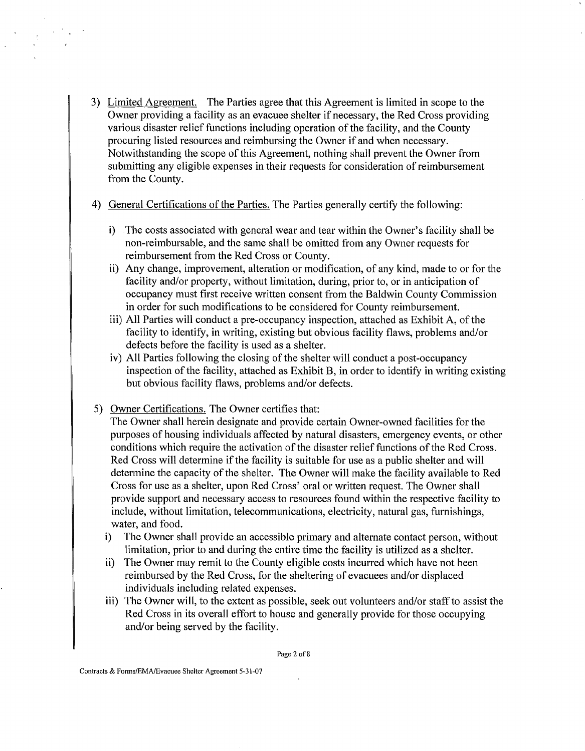3) <u>Limited Agreement.</u> The Parties agree that this Agreement is limited in scope to the Owner providing a facility as an evacuee shelter if necessary, the Red Cross providing various disaster relief functions including operation of the facility, and the County procuring listed resources and reimbursing the Owner if and when necessary. Notwithstanding the scope of this Agreement, nothing shall prevent the Owner from submitting any eligible expenses in their requests for consideration of reimbursement from the County.

4) <u>General Certifications of the Parties.</u> The Parties generally certify the following:

   i) The costs associated with general wear and tear within the Owner's facility shall be non-reimbursable, and the same shall be omitted from any Owner requests for reimbursement from the Red Cross or County.

   ii) Any change, improvement, alteration or modification, of any kind, made to or for the facility and/or property, without limitation, during, prior to, or in anticipation of occupancy must first receive written consent from the Baldwin County Commission in order for such modifications to be considered for County reimbursement.

   iii) All Parties will conduct a pre-occupancy inspection, attached as Exhibit A, of the facility to identify, in writing, existing but obvious facility flaws, problems and/or defects before the facility is used as a shelter.

   iv) All Parties following the closing of the shelter will conduct a post-occupancy inspection of the facility, attached as Exhibit B, in order to identify in writing existing but obvious facility flaws, problems and/or defects.

5) <u>Owner Certifications.</u> The Owner certifies that:
The Owner shall herein designate and provide certain Owner-owned facilities for the purposes of housing individuals affected by natural disasters, emergency events, or other conditions which require the activation of the disaster relief functions of the Red Cross. Red Cross will determine if the facility is suitable for use as a public shelter and will determine the capacity of the shelter. The Owner will make the facility available to Red Cross for use as a shelter, upon Red Cross' oral or written request. The Owner shall provide support and necessary access to resources found within the respective facility to include, without limitation, telecommunications, electricity, natural gas, furnishings, water, and food.

   i) The Owner shall provide an accessible primary and alternate contact person, without limitation, prior to and during the entire time the facility is utilized as a shelter.

   ii) The Owner may remit to the County eligible costs incurred which have not been reimbursed by the Red Cross, for the sheltering of evacuees and/or displaced individuals including related expenses.

   iii) The Owner will, to the extent as possible, seek out volunteers and/or staff to assist the Red Cross in its overall effort to house and generally provide for those occupying and/or being served by the facility.

Contracts & Forms/EMA/Evacuee Shelter Agreement 5-31-07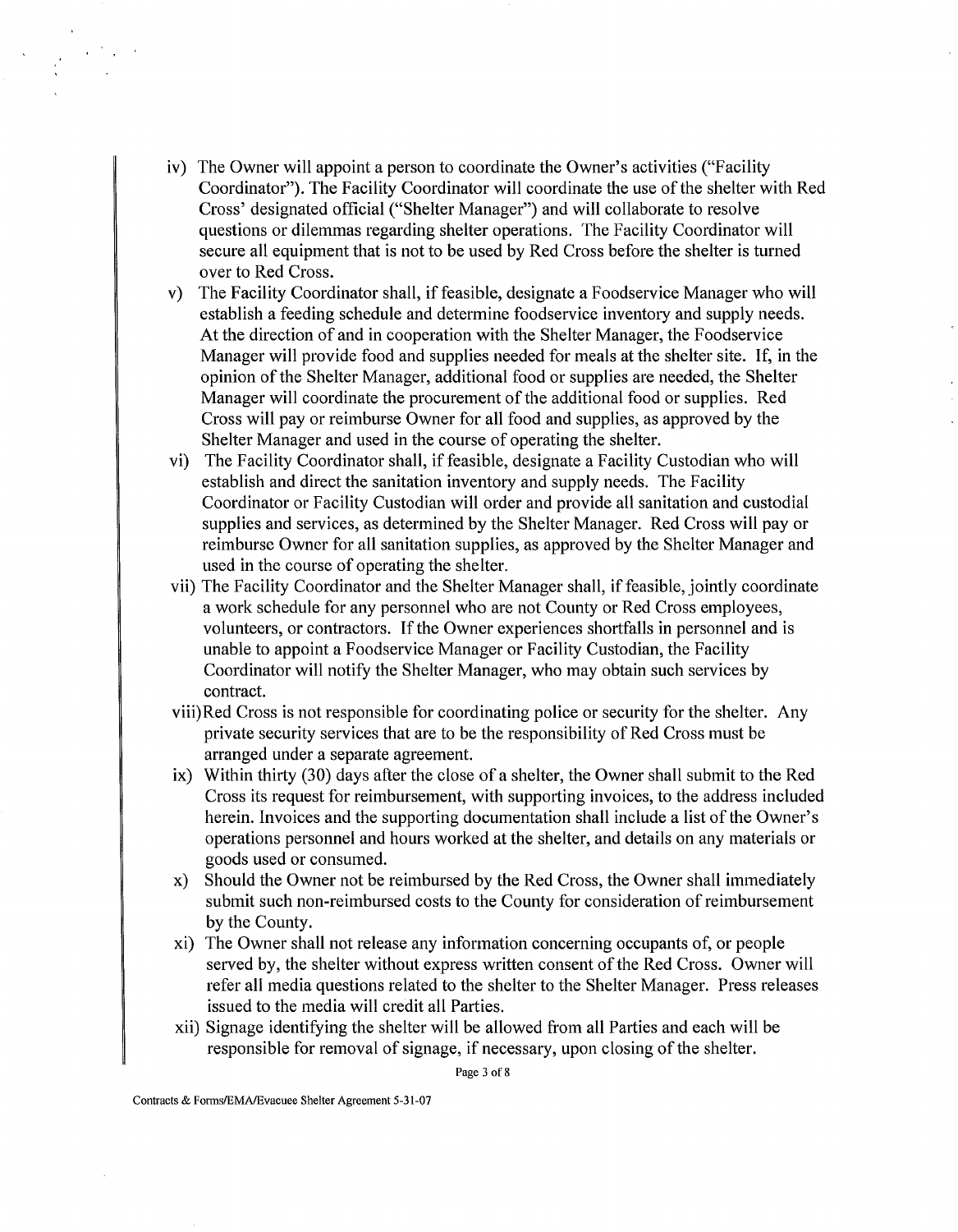iv) The Owner will appoint a person to coordinate the Owner's activities ("Facility Coordinator"). The Facility Coordinator will coordinate the use of the shelter with Red Cross' designated official ("Shelter Manager") and will collaborate to resolve questions or dilemmas regarding shelter operations. The Facility Coordinator will secure all equipment that is not to be used by Red Cross before the shelter is turned over to Red Cross.

v) The Facility Coordinator shall, if feasible, designate a Foodservice Manager who will establish a feeding schedule and determine foodservice inventory and supply needs. At the direction of and in cooperation with the Shelter Manager, the Foodservice Manager will provide food and supplies needed for meals at the shelter site. If, in the opinion of the Shelter Manager, additional food or supplies are needed, the Shelter Manager will coordinate the procurement of the additional food or supplies. Red Cross will pay or reimburse Owner for all food and supplies, as approved by the Shelter Manager and used in the course of operating the shelter.

vi) The Facility Coordinator shall, if feasible, designate a Facility Custodian who will establish and direct the sanitation inventory and supply needs. The Facility Coordinator or Facility Custodian will order and provide all sanitation and custodial supplies and services, as determined by the Shelter Manager. Red Cross will pay or reimburse Owner for all sanitation supplies, as approved by the Shelter Manager and used in the course of operating the shelter.

vii) The Facility Coordinator and the Shelter Manager shall, if feasible, jointly coordinate a work schedule for any personnel who are not County or Red Cross employees, volunteers, or contractors. If the Owner experiences shortfalls in personnel and is unable to appoint a Foodservice Manager or Facility Custodian, the Facility Coordinator will notify the Shelter Manager, who may obtain such services by contract.

viii) Red Cross is not responsible for coordinating police or security for the shelter. Any private security services that are to be the responsibility of Red Cross must be arranged under a separate agreement.

ix) Within thirty (30) days after the close of a shelter, the Owner shall submit to the Red Cross its request for reimbursement, with supporting invoices, to the address included herein. Invoices and the supporting documentation shall include a list of the Owner's operations personnel and hours worked at the shelter, and details on any materials or goods used or consumed.

x) Should the Owner not be reimbursed by the Red Cross, the Owner shall immediately submit such non-reimbursed costs to the County for consideration of reimbursement by the County.

xi) The Owner shall not release any information concerning occupants of, or people served by, the shelter without express written consent of the Red Cross. Owner will refer all media questions related to the shelter to the Shelter Manager. Press releases issued to the media will credit all Parties.

xii) Signage identifying the shelter will be allowed from all Parties and each will be responsible for removal of signage, if necessary, upon closing of the shelter.

Contracts & Forms/EMA/Evacuee Shelter Agreement 5-31-07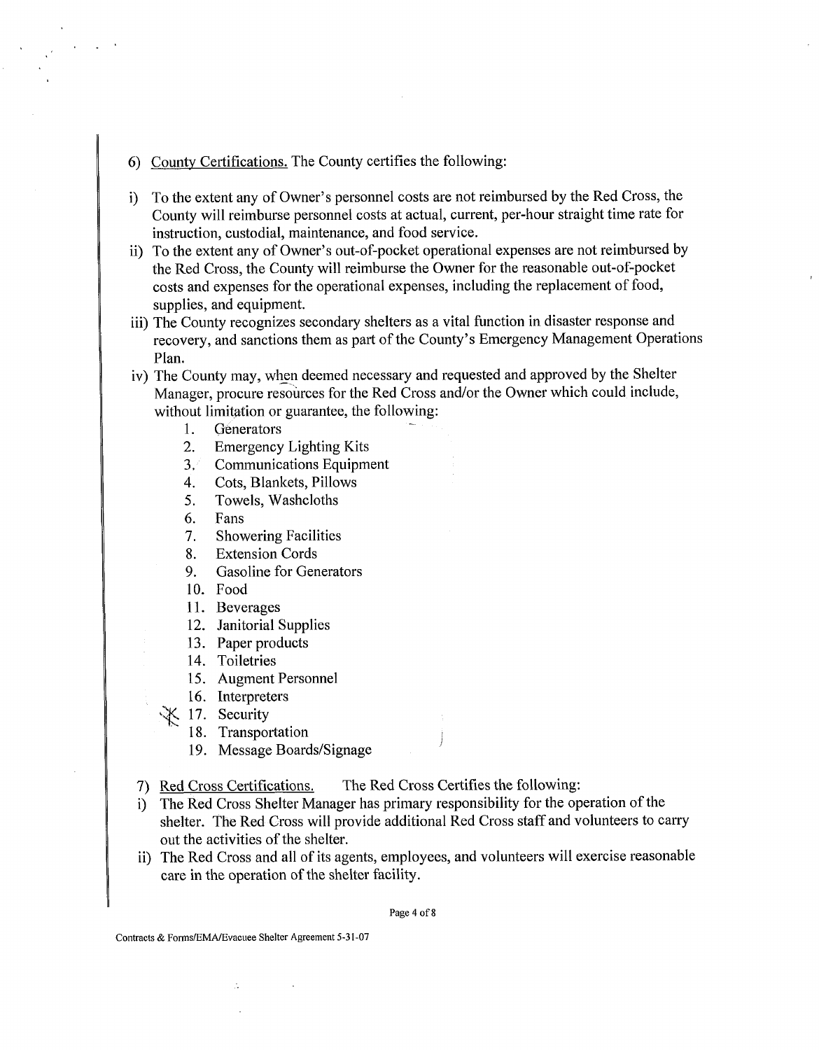6) <u>County Certifications.</u> The County certifies the following:

i) To the extent any of Owner's personnel costs are not reimbursed by the Red Cross, the County will reimburse personnel costs at actual, current, per-hour straight time rate for instruction, custodial, maintenance, and food service.

ii) To the extent any of Owner's out-of-pocket operational expenses are not reimbursed by the Red Cross, the County will reimburse the Owner for the reasonable out-of-pocket costs and expenses for the operational expenses, including the replacement of food, supplies, and equipment.

iii) The County recognizes secondary shelters as a vital function in disaster response and recovery, and sanctions them as part of the County's Emergency Management Operations Plan.

iv) The County may, when deemed necessary and requested and approved by the Shelter Manager, procure resources for the Red Cross and/or the Owner which could include, without limitation or guarantee, the following:

    1. Generators
    2. Emergency Lighting Kits
    3. Communications Equipment
    4. Cots, Blankets, Pillows
    5. Towels, Washcloths
    6. Fans
    7. Showering Facilities
    8. Extension Cords
    9. Gasoline for Generators
    10. Food
    11. Beverages
    12. Janitorial Supplies
    13. Paper products
    14. Toiletries
    15. Augment Personnel
    16. Interpreters
    17. Security
    18. Transportation
    19. Message Boards/Signage

7) <u>Red Cross Certifications.</u> The Red Cross Certifies the following:

i) The Red Cross Shelter Manager has primary responsibility for the operation of the shelter. The Red Cross will provide additional Red Cross staff and volunteers to carry out the activities of the shelter.

ii) The Red Cross and all of its agents, employees, and volunteers will exercise reasonable care in the operation of the shelter facility.

Contracts & Forms/EMA/Evacuee Shelter Agreement 5-31-07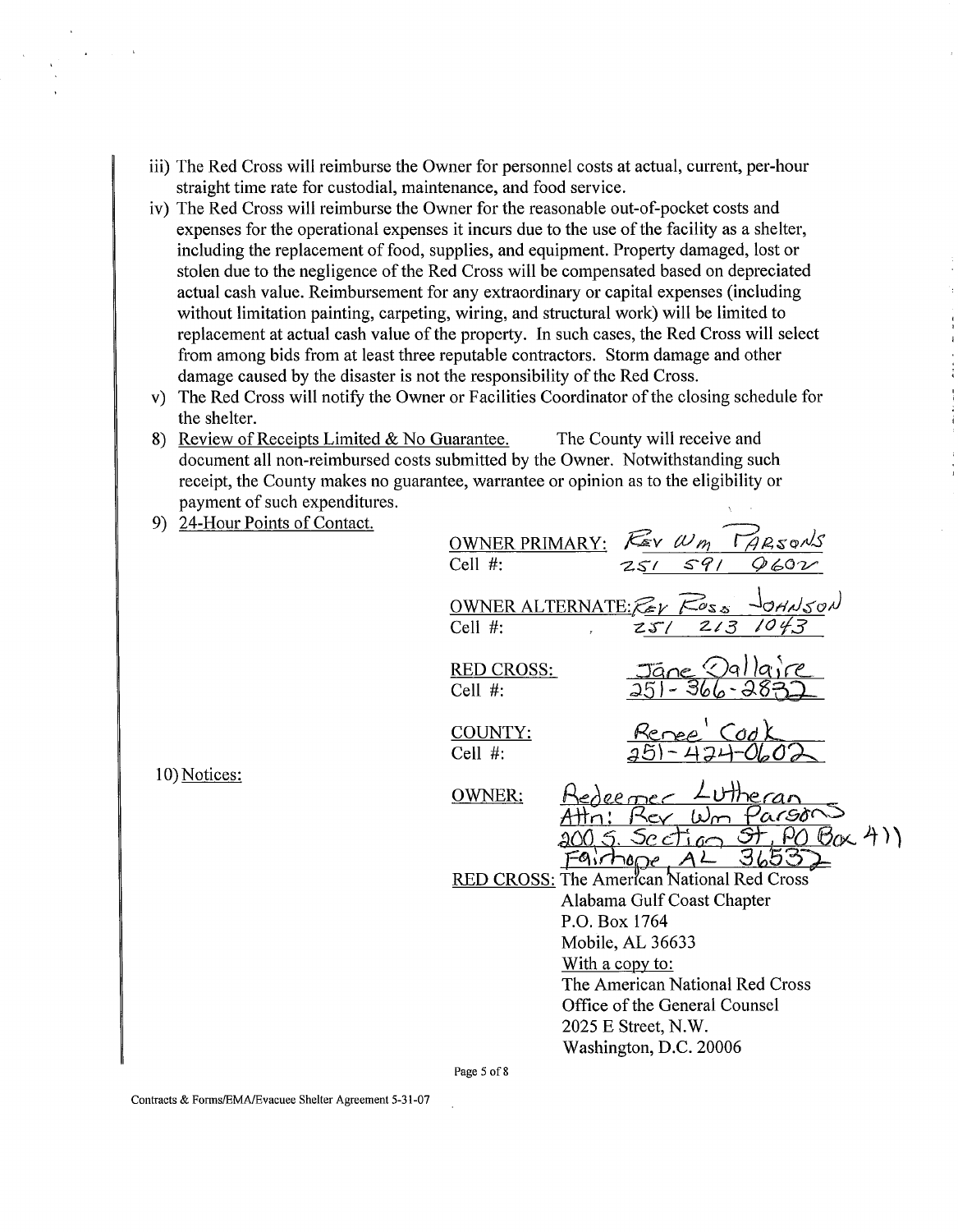iii) The Red Cross will reimburse the Owner for personnel costs at actual, current, per-hour straight time rate for custodial, maintenance, and food service.

iv) The Red Cross will reimburse the Owner for the reasonable out-of-pocket costs and expenses for the operational expenses it incurs due to the use of the facility as a shelter, including the replacement of food, supplies, and equipment. Property damaged, lost or stolen due to the negligence of the Red Cross will be compensated based on depreciated actual cash value. Reimbursement for any extraordinary or capital expenses (including without limitation painting, carpeting, wiring, and structural work) will be limited to replacement at actual cash value of the property. In such cases, the Red Cross will select from among bids from at least three reputable contractors. Storm damage and other damage caused by the disaster is not the responsibility of the Red Cross.

v) The Red Cross will notify the Owner or Facilities Coordinator of the closing schedule for the shelter.

8) Review of Receipts Limited & No Guarantee. The County will receive and document all non-reimbursed costs submitted by the Owner. Notwithstanding such receipt, the County makes no guarantee, warrantee or opinion as to the eligibility or payment of such expenditures.

9) 24-Hour Points of Contact.

OWNER PRIMARY: Rev Wm Parsons
Cell #: 251 591 9602

OWNER ALTERNATE: Rev Ross Johnson
Cell #: 251 213 1043

RED CROSS: Jane Dallaire
Cell #: 251-366-2832

COUNTY: Renee' Cook
Cell #: 251-424-0602

10) Notices:

OWNER: Redeemer Lutheran
Attn: Rev Wm Parsons
200 S. Section St, PO Box 411
Fairhope AL 36532

RED CROSS: The American National Red Cross
Alabama Gulf Coast Chapter
P.O. Box 1764
Mobile, AL 36633
With a copy to:
The American National Red Cross
Office of the General Counsel
2025 E Street, N.W.
Washington, D.C. 20006

Contracts & Forms/EMA/Evacuee Shelter Agreement 5-31-07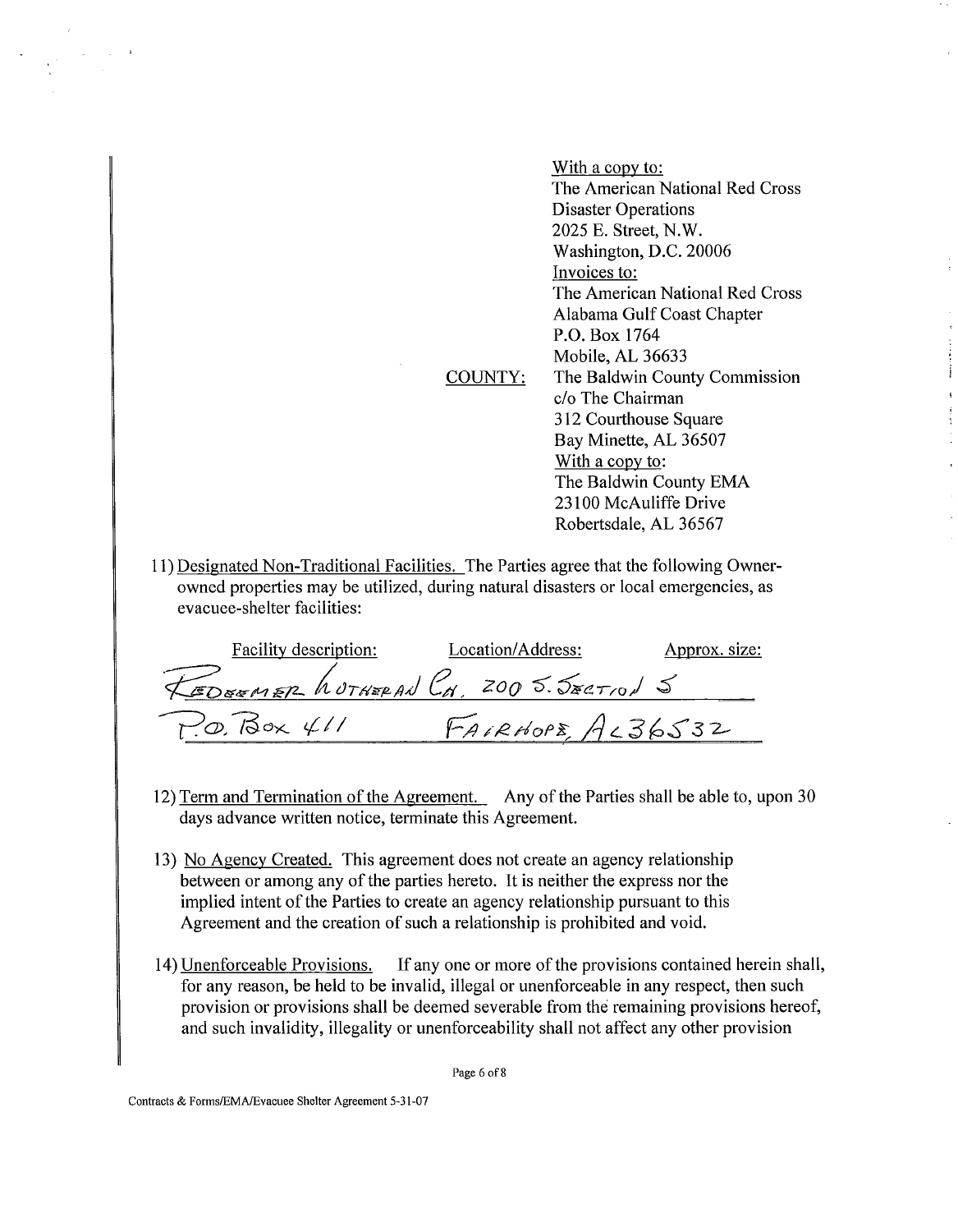With a copy to:
The American National Red Cross
Disaster Operations
2025 E. Street, N.W.
Washington, D.C. 20006

Invoices to:
The American National Red Cross
Alabama Gulf Coast Chapter
P.O. Box 1764
Mobile, AL 36633

COUNTY: The Baldwin County Commission
c/o The Chairman
312 Courthouse Square
Bay Minette, AL 36507

With a copy to:
The Baldwin County EMA
23100 McAuliffe Drive
Robertsdale, AL 36567

11) Designated Non-Traditional Facilities. The Parties agree that the following Owner-owned properties may be utilized, during natural disasters or local emergencies, as evacuee-shelter facilities:

| Facility description: | Location/Address: | Approx. size: |
|---|---|---|
| REDEEMER LUTHERAN CH. | 200 S. SECTION S | |
| P.O. Box 411 | FAIRHOPE, AL 36532 | |

12) Term and Termination of the Agreement. Any of the Parties shall be able to, upon 30 days advance written notice, terminate this Agreement.

13) No Agency Created. This agreement does not create an agency relationship between or among any of the parties hereto. It is neither the express nor the implied intent of the Parties to create an agency relationship pursuant to this Agreement and the creation of such a relationship is prohibited and void.

14) Unenforceable Provisions. If any one or more of the provisions contained herein shall, for any reason, be held to be invalid, illegal or unenforceable in any respect, then such provision or provisions shall be deemed severable from the remaining provisions hereof, and such invalidity, illegality or unenforceability shall not affect any other provision

Contracts & Forms/EMA/Evacuee Shelter Agreement 5-31-07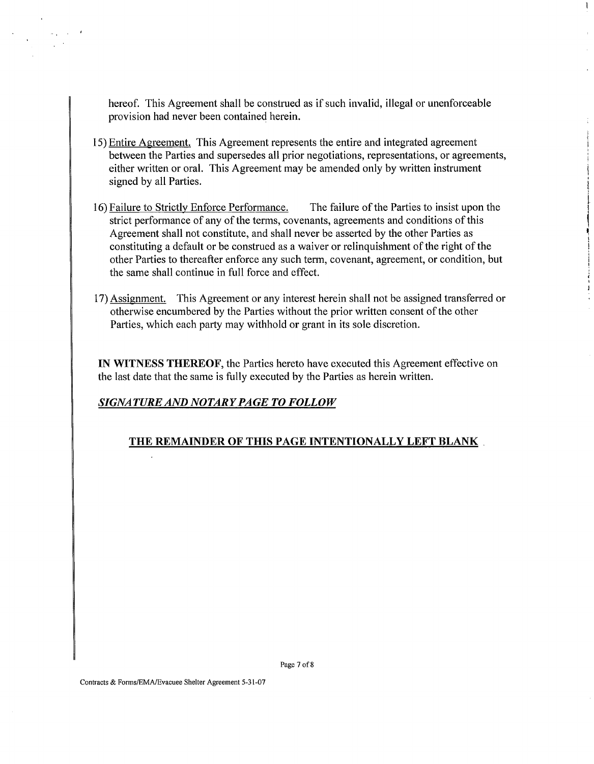hereof. This Agreement shall be construed as if such invalid, illegal or unenforceable provision had never been contained herein.

15) Entire Agreement. This Agreement represents the entire and integrated agreement between the Parties and supersedes all prior negotiations, representations, or agreements, either written or oral. This Agreement may be amended only by written instrument signed by all Parties.

16) Failure to Strictly Enforce Performance. The failure of the Parties to insist upon the strict performance of any of the terms, covenants, agreements and conditions of this Agreement shall not constitute, and shall never be asserted by the other Parties as constituting a default or be construed as a waiver or relinquishment of the right of the other Parties to thereafter enforce any such term, covenant, agreement, or condition, but the same shall continue in full force and effect.

17) Assignment. This Agreement or any interest herein shall not be assigned transferred or otherwise encumbered by the Parties without the prior written consent of the other Parties, which each party may withhold or grant in its sole discretion.

**IN WITNESS THEREOF**, the Parties hereto have executed this Agreement effective on the last date that the same is fully executed by the Parties as herein written.

***SIGNATURE AND NOTARY PAGE TO FOLLOW***

**THE REMAINDER OF THIS PAGE INTENTIONALLY LEFT BLANK**

Contracts & Forms/EMA/Evacuee Shelter Agreement 5-31-07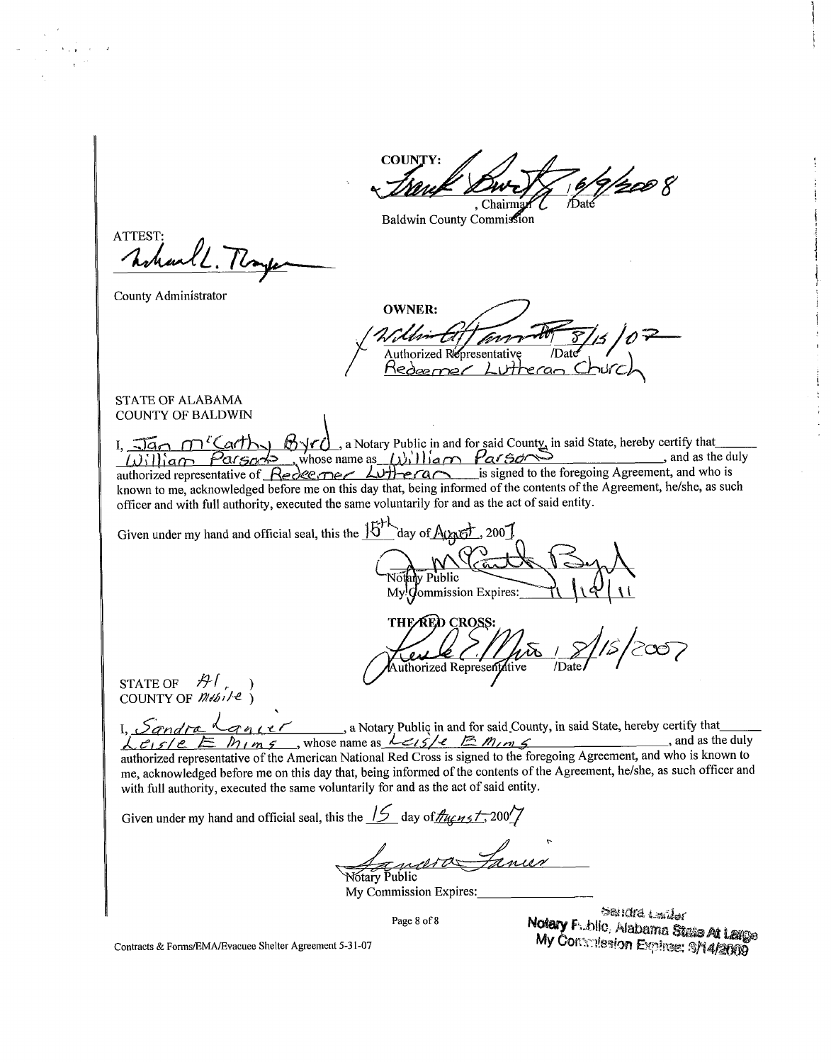**COUNTY:**

Frank Burt 6/9/2008

, Chairman /Date

Baldwin County Commission

ATTEST:

Richard L. Thayer

County Administrator

**OWNER:**

William Parsons 8/15/07

Authorized Representative /Date

Redeemer Lutheran Church

STATE OF ALABAMA
COUNTY OF BALDWIN

I, Jan McCarthy Byrd, a Notary Public in and for said County, in said State, hereby certify that William Parsons, whose name as William Parson, and as the duly authorized representative of Redeemer Lutheran is signed to the foregoing Agreement, and who is known to me, acknowledged before me on this day that, being informed of the contents of the Agreement, he/she, as such officer and with full authority, executed the same voluntarily for and as the act of said entity.

Given under my hand and official seal, this the 15th day of August, 2007

Jan McCarthy Byrd

Notary Public

My Commission Expires: 11/19/11

**THE RED CROSS:**

Leisle E Mims 8/15/2007

Authorized Representative /Date

STATE OF Al )
COUNTY OF Mobile )

I, Sandra Lanier, a Notary Public in and for said County, in said State, hereby certify that Leisle E Mims, whose name as Leisle E Mims, and as the duly authorized representative of the American National Red Cross is signed to the foregoing Agreement, and who is known to me, acknowledged before me on this day that, being informed of the contents of the Agreement, he/she, as such officer and with full authority, executed the same voluntarily for and as the act of said entity.

Given under my hand and official seal, this the 15 day of August, 2007

Sandra Lanier

Notary Public

My Commission Expires: ________________

Sandra Lanier
Notary Public, Alabama State At Large
My Commission Expires: 9/14/2009

Contracts & Forms/EMA/Evacuee Shelter Agreement 5-31-07